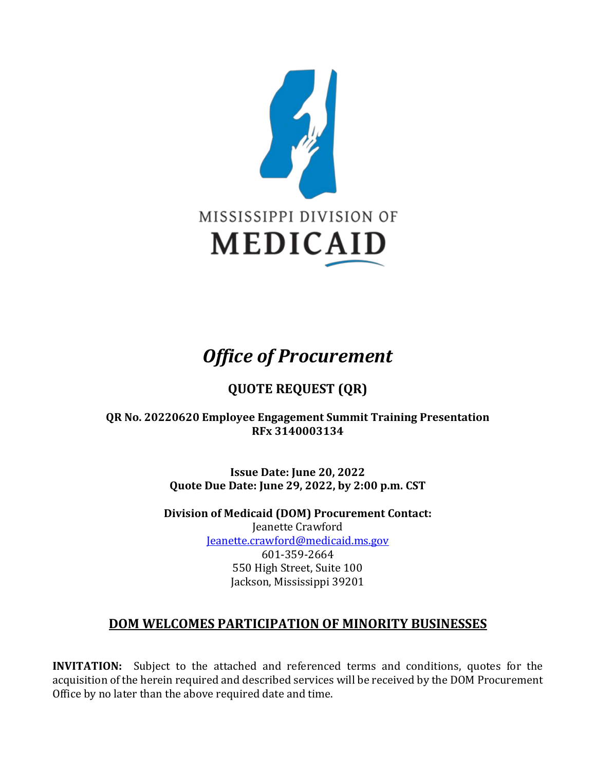MISSISSIPPI DIVISION OF

MEDICAID

# *Office of Procurement*

## QUOTE REQUEST (QR)

**QR No. 20220620 Employee Engagement Summit Training Presentation**
**RFx 3140003134**

**Issue Date: June 20, 2022**
**Quote Due Date: June 29, 2022, by 2:00 p.m. CST**

**Division of Medicaid (DOM) Procurement Contact:**
Jeanette Crawford
Jeanette.crawford@medicaid.ms.gov
601-359-2664
550 High Street, Suite 100
Jackson, Mississippi 39201

## DOM WELCOMES PARTICIPATION OF MINORITY BUSINESSES

**INVITATION:** Subject to the attached and referenced terms and conditions, quotes for the acquisition of the herein required and described services will be received by the DOM Procurement Office by no later than the above required date and time.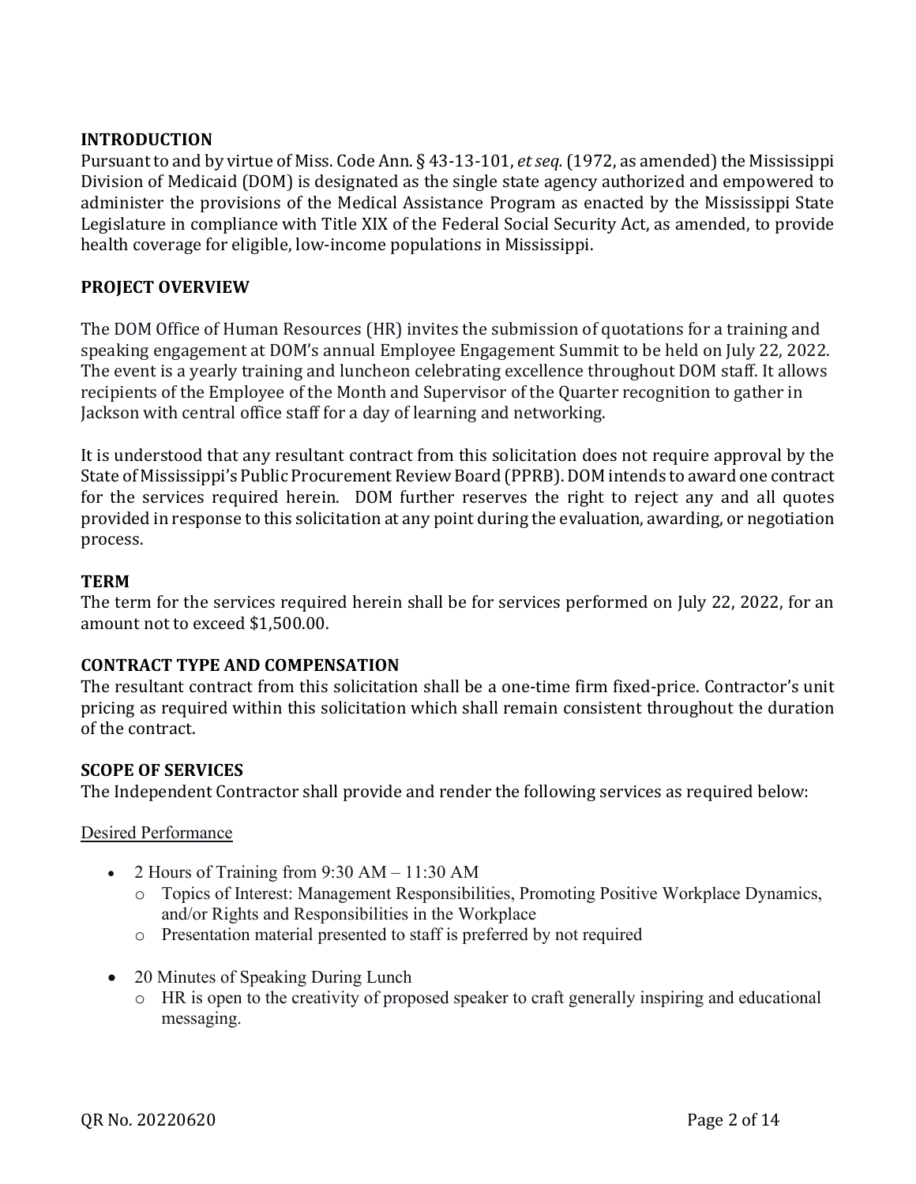## INTRODUCTION

Pursuant to and by virtue of Miss. Code Ann. § 43-13-101, *et seq.* (1972, as amended) the Mississippi Division of Medicaid (DOM) is designated as the single state agency authorized and empowered to administer the provisions of the Medical Assistance Program as enacted by the Mississippi State Legislature in compliance with Title XIX of the Federal Social Security Act, as amended, to provide health coverage for eligible, low-income populations in Mississippi.

## PROJECT OVERVIEW

The DOM Office of Human Resources (HR) invites the submission of quotations for a training and speaking engagement at DOM's annual Employee Engagement Summit to be held on July 22, 2022. The event is a yearly training and luncheon celebrating excellence throughout DOM staff. It allows recipients of the Employee of the Month and Supervisor of the Quarter recognition to gather in Jackson with central office staff for a day of learning and networking.

It is understood that any resultant contract from this solicitation does not require approval by the State of Mississippi's Public Procurement Review Board (PPRB). DOM intends to award one contract for the services required herein. DOM further reserves the right to reject any and all quotes provided in response to this solicitation at any point during the evaluation, awarding, or negotiation process.

## TERM

The term for the services required herein shall be for services performed on July 22, 2022, for an amount not to exceed $1,500.00.

## CONTRACT TYPE AND COMPENSATION

The resultant contract from this solicitation shall be a one-time firm fixed-price. Contractor's unit pricing as required within this solicitation which shall remain consistent throughout the duration of the contract.

## SCOPE OF SERVICES

The Independent Contractor shall provide and render the following services as required below:

<u>Desired Performance</u>

- 2 Hours of Training from 9:30 AM – 11:30 AM
  - Topics of Interest: Management Responsibilities, Promoting Positive Workplace Dynamics, and/or Rights and Responsibilities in the Workplace
  - Presentation material presented to staff is preferred by not required

- 20 Minutes of Speaking During Lunch
  - HR is open to the creativity of proposed speaker to craft generally inspiring and educational messaging.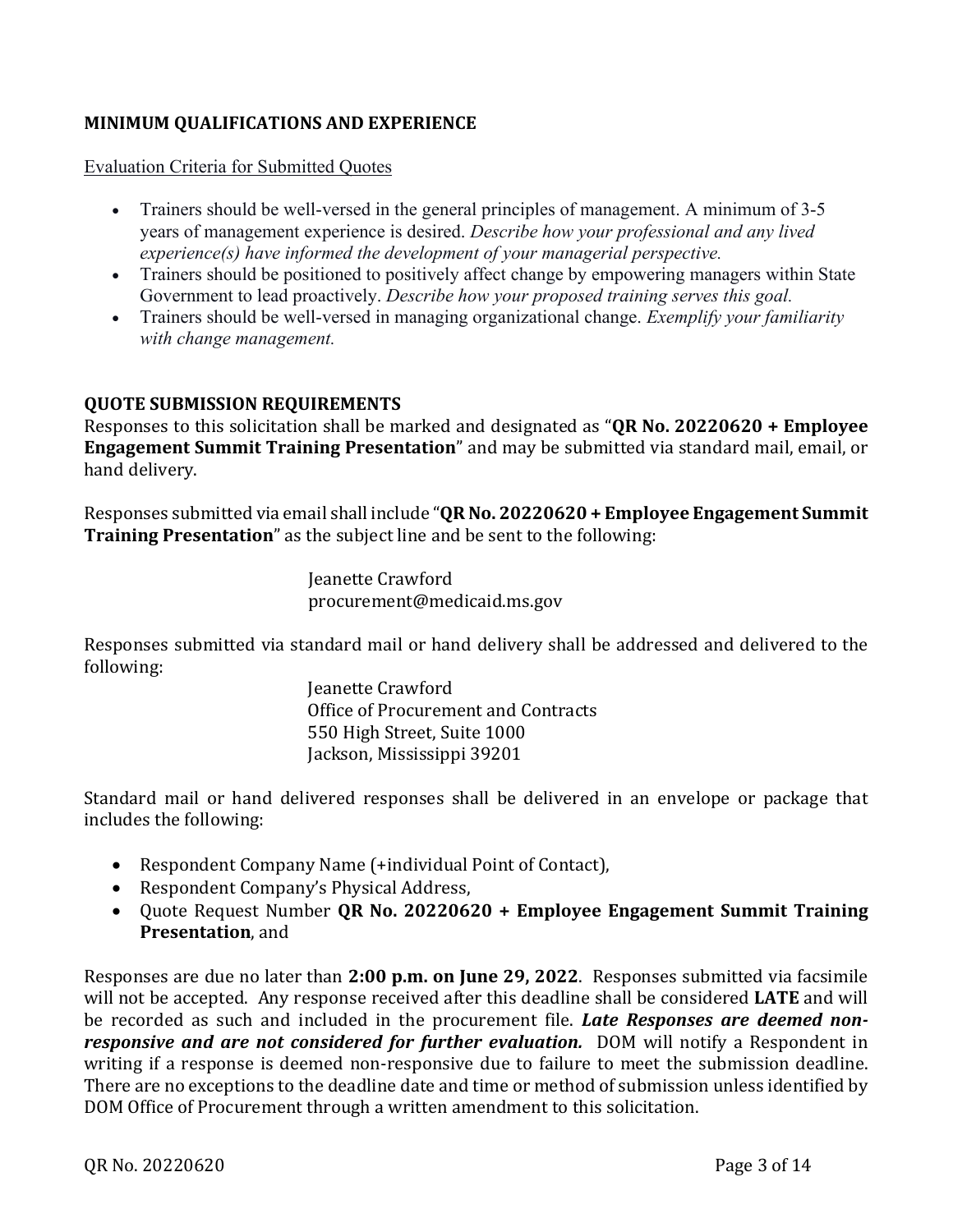## MINIMUM QUALIFICATIONS AND EXPERIENCE

Evaluation Criteria for Submitted Quotes

- Trainers should be well-versed in the general principles of management. A minimum of 3-5 years of management experience is desired. *Describe how your professional and any lived experience(s) have informed the development of your managerial perspective.*
- Trainers should be positioned to positively affect change by empowering managers within State Government to lead proactively. *Describe how your proposed training serves this goal.*
- Trainers should be well-versed in managing organizational change. *Exemplify your familiarity with change management.*

## QUOTE SUBMISSION REQUIREMENTS

Responses to this solicitation shall be marked and designated as "**QR No. 20220620 + Employee Engagement Summit Training Presentation**" and may be submitted via standard mail, email, or hand delivery.

Responses submitted via email shall include "**QR No. 20220620 + Employee Engagement Summit Training Presentation**" as the subject line and be sent to the following:

Jeanette Crawford
procurement@medicaid.ms.gov

Responses submitted via standard mail or hand delivery shall be addressed and delivered to the following:

Jeanette Crawford
Office of Procurement and Contracts
550 High Street, Suite 1000
Jackson, Mississippi 39201

Standard mail or hand delivered responses shall be delivered in an envelope or package that includes the following:

- Respondent Company Name (+individual Point of Contact),
- Respondent Company's Physical Address,
- Quote Request Number **QR No. 20220620 + Employee Engagement Summit Training Presentation**, and

Responses are due no later than **2:00 p.m. on June 29, 2022**. Responses submitted via facsimile will not be accepted. Any response received after this deadline shall be considered **LATE** and will be recorded as such and included in the procurement file. ***Late Responses are deemed non-responsive and are not considered for further evaluation.*** DOM will notify a Respondent in writing if a response is deemed non-responsive due to failure to meet the submission deadline. There are no exceptions to the deadline date and time or method of submission unless identified by DOM Office of Procurement through a written amendment to this solicitation.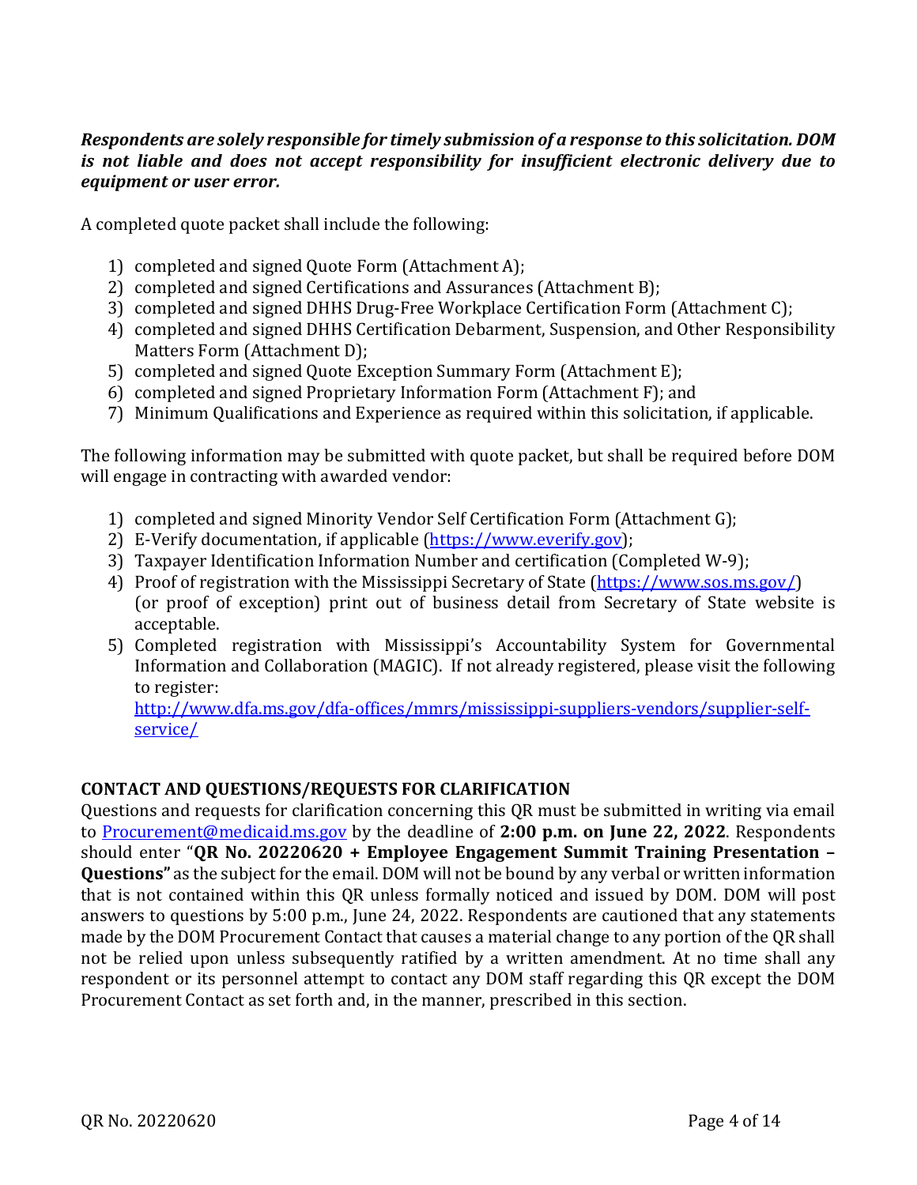***Respondents are solely responsible for timely submission of a response to this solicitation. DOM is not liable and does not accept responsibility for insufficient electronic delivery due to equipment or user error.***

A completed quote packet shall include the following:

1) completed and signed Quote Form (Attachment A);
2) completed and signed Certifications and Assurances (Attachment B);
3) completed and signed DHHS Drug-Free Workplace Certification Form (Attachment C);
4) completed and signed DHHS Certification Debarment, Suspension, and Other Responsibility Matters Form (Attachment D);
5) completed and signed Quote Exception Summary Form (Attachment E);
6) completed and signed Proprietary Information Form (Attachment F); and
7) Minimum Qualifications and Experience as required within this solicitation, if applicable.

The following information may be submitted with quote packet, but shall be required before DOM will engage in contracting with awarded vendor:

1) completed and signed Minority Vendor Self Certification Form (Attachment G);
2) E-Verify documentation, if applicable (https://www.everify.gov);
3) Taxpayer Identification Information Number and certification (Completed W-9);
4) Proof of registration with the Mississippi Secretary of State (https://www.sos.ms.gov/) (or proof of exception) print out of business detail from Secretary of State website is acceptable.
5) Completed registration with Mississippi's Accountability System for Governmental Information and Collaboration (MAGIC). If not already registered, please visit the following to register: http://www.dfa.ms.gov/dfa-offices/mmrs/mississippi-suppliers-vendors/supplier-self-service/

## CONTACT AND QUESTIONS/REQUESTS FOR CLARIFICATION

Questions and requests for clarification concerning this QR must be submitted in writing via email to Procurement@medicaid.ms.gov by the deadline of **2:00 p.m. on June 22, 2022**. Respondents should enter "**QR No. 20220620 + Employee Engagement Summit Training Presentation – Questions"** as the subject for the email. DOM will not be bound by any verbal or written information that is not contained within this QR unless formally noticed and issued by DOM. DOM will post answers to questions by 5:00 p.m., June 24, 2022. Respondents are cautioned that any statements made by the DOM Procurement Contact that causes a material change to any portion of the QR shall not be relied upon unless subsequently ratified by a written amendment. At no time shall any respondent or its personnel attempt to contact any DOM staff regarding this QR except the DOM Procurement Contact as set forth and, in the manner, prescribed in this section.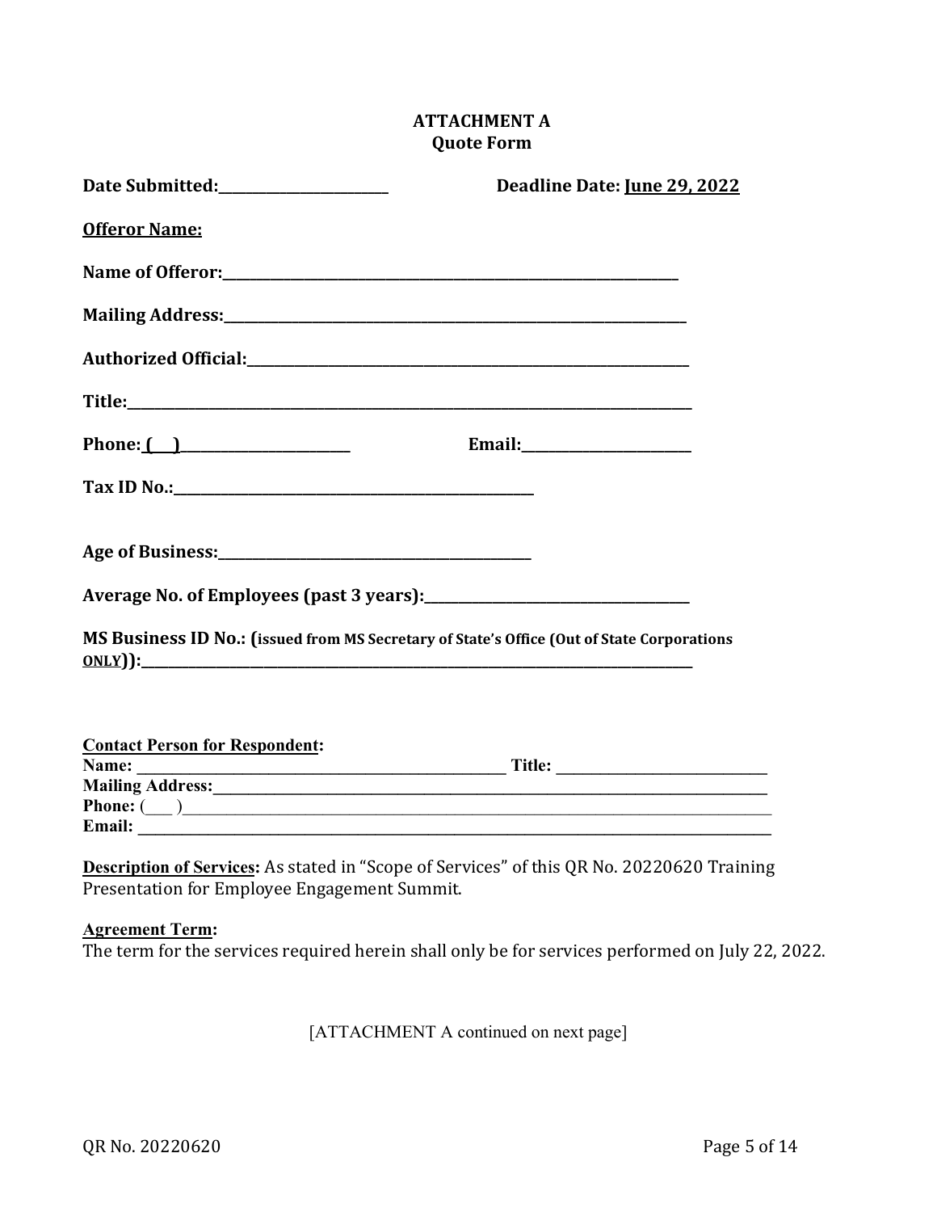**ATTACHMENT A**
**Quote Form**

**Date Submitted:________________________** **Deadline Date: June 29, 2022**

**Offeror Name:**

**Name of Offeror:_________________________________________________________________**

**Mailing Address:_________________________________________________________________**

**Authorized Official:______________________________________________________________**

**Title:__________________________________________________________________________**

**Phone: (___)________________________** **Email:________________________**

**Tax ID No.:_______________________________________________**

**Age of Business:_________________________________________**

**Average No. of Employees (past 3 years):_____________________________________**

**MS Business ID No.: (issued from MS Secretary of State's Office (Out of State Corporations ONLY)):________________________________________________________________________**

**Contact Person for Respondent:**
**Name:** ________________________________________________ **Title:** ___________________________
**Mailing Address:**_______________________________________________________________________
**Phone:** (___)_____________________________________________________________________________
**Email:** ___________________________________________________________________________________

**Description of Services:** As stated in "Scope of Services" of this QR No. 20220620 Training Presentation for Employee Engagement Summit.

**Agreement Term:**
The term for the services required herein shall only be for services performed on July 22, 2022.

[ATTACHMENT A continued on next page]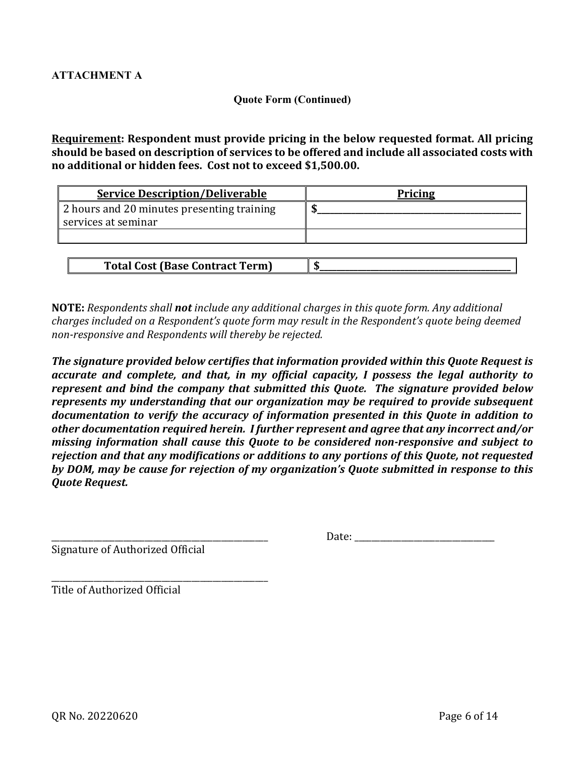**ATTACHMENT A**

**Quote Form (Continued)**

**<u>Requirement</u>: Respondent must provide pricing in the below requested format. All pricing should be based on description of services to be offered and include all associated costs with no additional or hidden fees. Cost not to exceed $1,500.00.**

| **Service Description/Deliverable** | **Pricing** |
|---|---|
| 2 hours and 20 minutes presenting training services at seminar | $____________________ |
| | |

| **Total Cost (Base Contract Term)** | $____________________ |
|---|---|

**NOTE:** *Respondents shall **not** include any additional charges in this quote form. Any additional charges included on a Respondent's quote form may result in the Respondent's quote being deemed non-responsive and Respondents will thereby be rejected.*

***The signature provided below certifies that information provided within this Quote Request is accurate and complete, and that, in my official capacity, I possess the legal authority to represent and bind the company that submitted this Quote. The signature provided below represents my understanding that our organization may be required to provide subsequent documentation to verify the accuracy of information presented in this Quote in addition to other documentation required herein. I further represent and agree that any incorrect and/or missing information shall cause this Quote to be considered non-responsive and subject to rejection and that any modifications or additions to any portions of this Quote, not requested by DOM, may be cause for rejection of my organization's Quote submitted in response to this Quote Request.***

____________________________________ Date: ______________________

Signature of Authorized Official

____________________________________

Title of Authorized Official

QR No. 20220620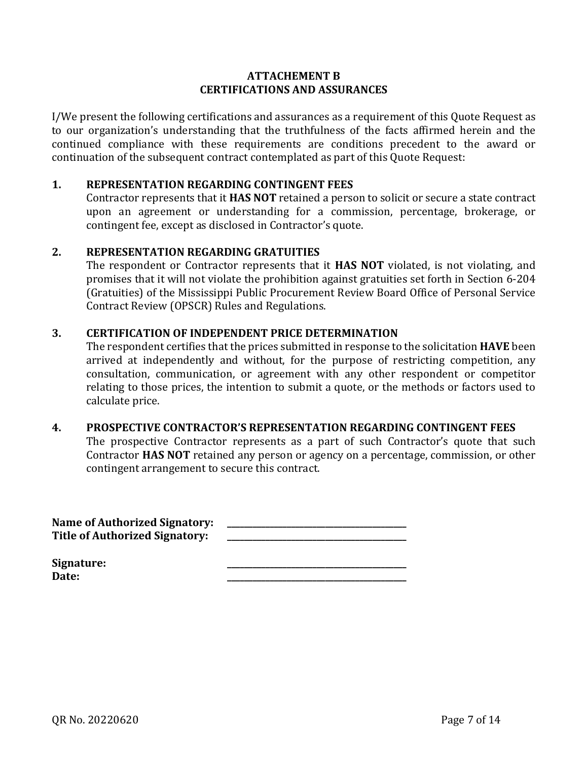## ATTACHEMENT B
## CERTIFICATIONS AND ASSURANCES

I/We present the following certifications and assurances as a requirement of this Quote Request as to our organization's understanding that the truthfulness of the facts affirmed herein and the continued compliance with these requirements are conditions precedent to the award or continuation of the subsequent contract contemplated as part of this Quote Request:

**1. REPRESENTATION REGARDING CONTINGENT FEES**

Contractor represents that it **HAS NOT** retained a person to solicit or secure a state contract upon an agreement or understanding for a commission, percentage, brokerage, or contingent fee, except as disclosed in Contractor's quote.

**2. REPRESENTATION REGARDING GRATUITIES**

The respondent or Contractor represents that it **HAS NOT** violated, is not violating, and promises that it will not violate the prohibition against gratuities set forth in Section 6-204 (Gratuities) of the Mississippi Public Procurement Review Board Office of Personal Service Contract Review (OPSCR) Rules and Regulations.

**3. CERTIFICATION OF INDEPENDENT PRICE DETERMINATION**

The respondent certifies that the prices submitted in response to the solicitation **HAVE** been arrived at independently and without, for the purpose of restricting competition, any consultation, communication, or agreement with any other respondent or competitor relating to those prices, the intention to submit a quote, or the methods or factors used to calculate price.

**4. PROSPECTIVE CONTRACTOR'S REPRESENTATION REGARDING CONTINGENT FEES**

The prospective Contractor represents as a part of such Contractor's quote that such Contractor **HAS NOT** retained any person or agency on a percentage, commission, or other contingent arrangement to secure this contract.

**Name of Authorized Signatory:** ________________________________________
**Title of Authorized Signatory:** ________________________________________

**Signature:** ________________________________________
**Date:** ________________________________________

QR No. 20220620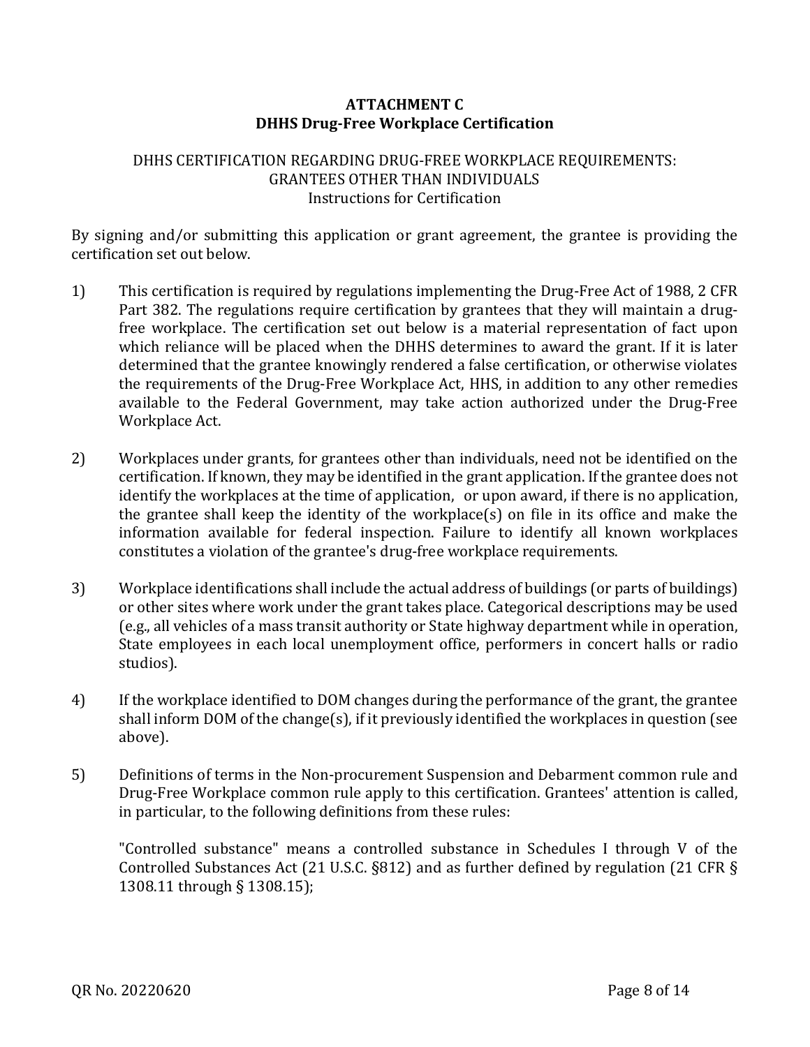## ATTACHMENT C
## DHHS Drug-Free Workplace Certification

DHHS CERTIFICATION REGARDING DRUG-FREE WORKPLACE REQUIREMENTS:
GRANTEES OTHER THAN INDIVIDUALS
Instructions for Certification

By signing and/or submitting this application or grant agreement, the grantee is providing the certification set out below.

1) This certification is required by regulations implementing the Drug-Free Act of 1988, 2 CFR Part 382. The regulations require certification by grantees that they will maintain a drug-free workplace. The certification set out below is a material representation of fact upon which reliance will be placed when the DHHS determines to award the grant. If it is later determined that the grantee knowingly rendered a false certification, or otherwise violates the requirements of the Drug-Free Workplace Act, HHS, in addition to any other remedies available to the Federal Government, may take action authorized under the Drug-Free Workplace Act.

2) Workplaces under grants, for grantees other than individuals, need not be identified on the certification. If known, they may be identified in the grant application. If the grantee does not identify the workplaces at the time of application, or upon award, if there is no application, the grantee shall keep the identity of the workplace(s) on file in its office and make the information available for federal inspection. Failure to identify all known workplaces constitutes a violation of the grantee's drug-free workplace requirements.

3) Workplace identifications shall include the actual address of buildings (or parts of buildings) or other sites where work under the grant takes place. Categorical descriptions may be used (e.g., all vehicles of a mass transit authority or State highway department while in operation, State employees in each local unemployment office, performers in concert halls or radio studios).

4) If the workplace identified to DOM changes during the performance of the grant, the grantee shall inform DOM of the change(s), if it previously identified the workplaces in question (see above).

5) Definitions of terms in the Non-procurement Suspension and Debarment common rule and Drug-Free Workplace common rule apply to this certification. Grantees' attention is called, in particular, to the following definitions from these rules:

   "Controlled substance" means a controlled substance in Schedules I through V of the Controlled Substances Act (21 U.S.C. §812) and as further defined by regulation (21 CFR § 1308.11 through § 1308.15);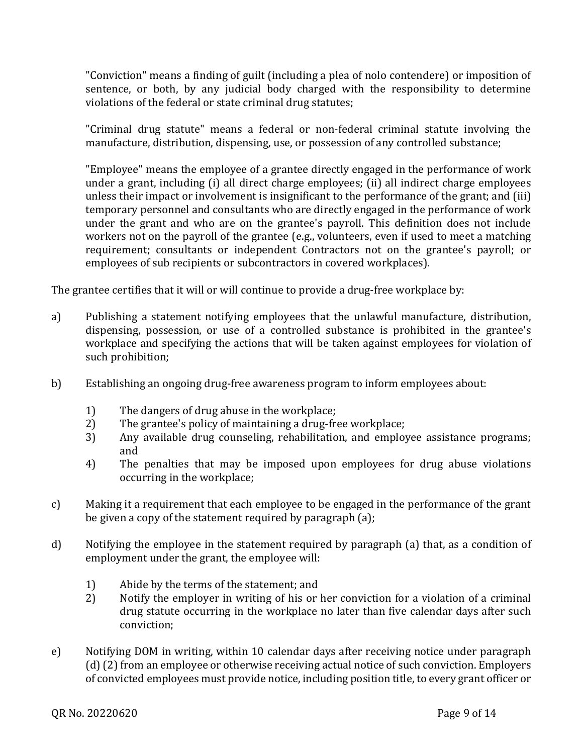"Conviction" means a finding of guilt (including a plea of nolo contendere) or imposition of sentence, or both, by any judicial body charged with the responsibility to determine violations of the federal or state criminal drug statutes;

"Criminal drug statute" means a federal or non-federal criminal statute involving the manufacture, distribution, dispensing, use, or possession of any controlled substance;

"Employee" means the employee of a grantee directly engaged in the performance of work under a grant, including (i) all direct charge employees; (ii) all indirect charge employees unless their impact or involvement is insignificant to the performance of the grant; and (iii) temporary personnel and consultants who are directly engaged in the performance of work under the grant and who are on the grantee's payroll. This definition does not include workers not on the payroll of the grantee (e.g., volunteers, even if used to meet a matching requirement; consultants or independent Contractors not on the grantee's payroll; or employees of sub recipients or subcontractors in covered workplaces).

The grantee certifies that it will or will continue to provide a drug-free workplace by:

a) Publishing a statement notifying employees that the unlawful manufacture, distribution, dispensing, possession, or use of a controlled substance is prohibited in the grantee's workplace and specifying the actions that will be taken against employees for violation of such prohibition;

b) Establishing an ongoing drug-free awareness program to inform employees about:

    1) The dangers of drug abuse in the workplace;
    2) The grantee's policy of maintaining a drug-free workplace;
    3) Any available drug counseling, rehabilitation, and employee assistance programs; and
    4) The penalties that may be imposed upon employees for drug abuse violations occurring in the workplace;

c) Making it a requirement that each employee to be engaged in the performance of the grant be given a copy of the statement required by paragraph (a);

d) Notifying the employee in the statement required by paragraph (a) that, as a condition of employment under the grant, the employee will:

    1) Abide by the terms of the statement; and
    2) Notify the employer in writing of his or her conviction for a violation of a criminal drug statute occurring in the workplace no later than five calendar days after such conviction;

e) Notifying DOM in writing, within 10 calendar days after receiving notice under paragraph (d) (2) from an employee or otherwise receiving actual notice of such conviction. Employers of convicted employees must provide notice, including position title, to every grant officer or

QR No. 20220620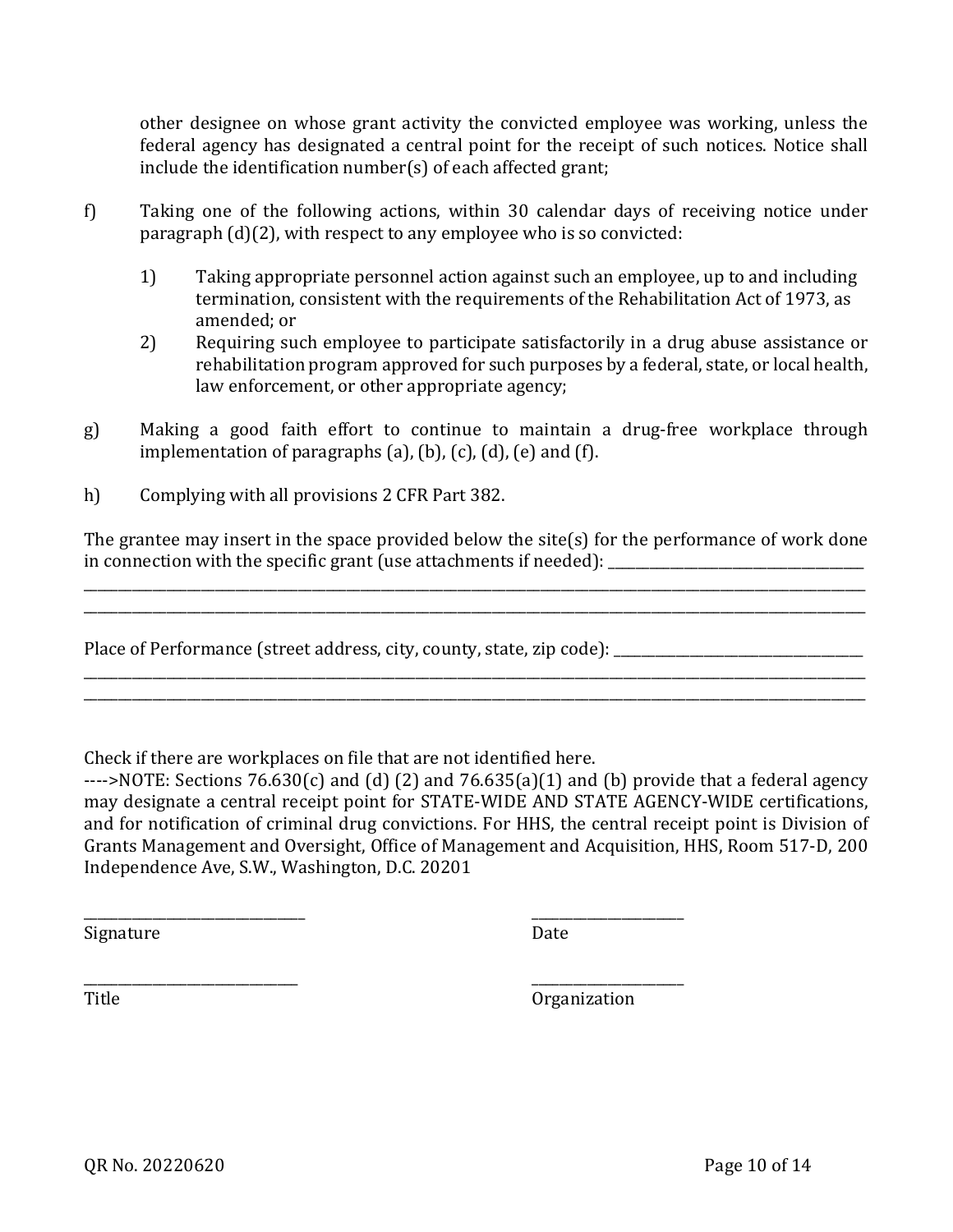other designee on whose grant activity the convicted employee was working, unless the federal agency has designated a central point for the receipt of such notices. Notice shall include the identification number(s) of each affected grant;

f) Taking one of the following actions, within 30 calendar days of receiving notice under paragraph (d)(2), with respect to any employee who is so convicted:

   1) Taking appropriate personnel action against such an employee, up to and including termination, consistent with the requirements of the Rehabilitation Act of 1973, as amended; or
   2) Requiring such employee to participate satisfactorily in a drug abuse assistance or rehabilitation program approved for such purposes by a federal, state, or local health, law enforcement, or other appropriate agency;

g) Making a good faith effort to continue to maintain a drug-free workplace through implementation of paragraphs (a), (b), (c), (d), (e) and (f).

h) Complying with all provisions 2 CFR Part 382.

The grantee may insert in the space provided below the site(s) for the performance of work done in connection with the specific grant (use attachments if needed): ____________________________________
______________________________________________________________________________________________________
______________________________________________________________________________________________________

Place of Performance (street address, city, county, state, zip code): ____________________________________
______________________________________________________________________________________________________
______________________________________________________________________________________________________

Check if there are workplaces on file that are not identified here.
---->NOTE: Sections 76.630(c) and (d) (2) and 76.635(a)(1) and (b) provide that a federal agency may designate a central receipt point for STATE-WIDE AND STATE AGENCY-WIDE certifications, and for notification of criminal drug convictions. For HHS, the central receipt point is Division of Grants Management and Oversight, Office of Management and Acquisition, HHS, Room 517-D, 200 Independence Ave, S.W., Washington, D.C. 20201

______________________________ ______________________
Signature Date

______________________________ ______________________
Title Organization

QR No. 20220620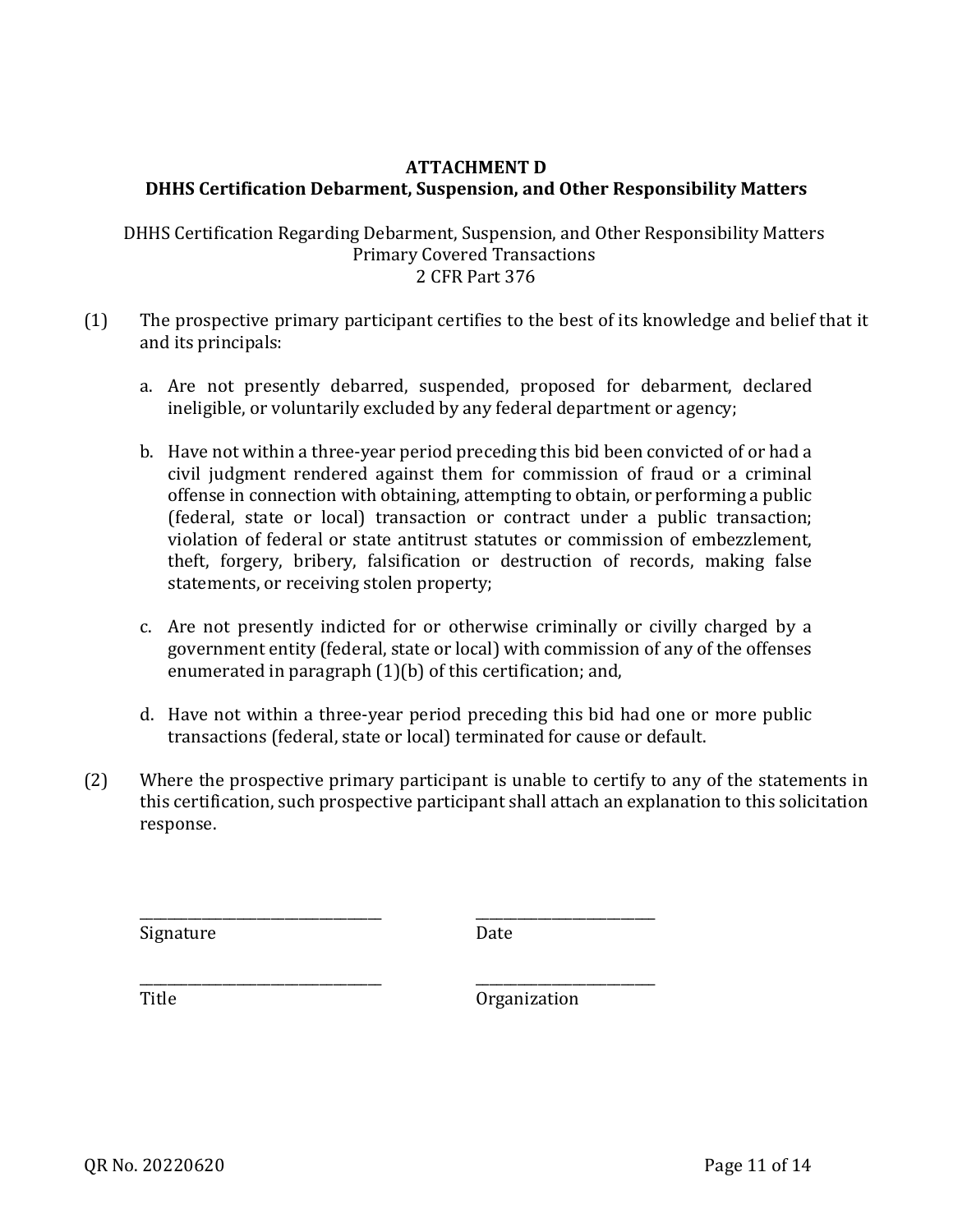**ATTACHMENT D**
**DHHS Certification Debarment, Suspension, and Other Responsibility Matters**

DHHS Certification Regarding Debarment, Suspension, and Other Responsibility Matters
Primary Covered Transactions
2 CFR Part 376

(1) The prospective primary participant certifies to the best of its knowledge and belief that it and its principals:

a. Are not presently debarred, suspended, proposed for debarment, declared ineligible, or voluntarily excluded by any federal department or agency;

b. Have not within a three-year period preceding this bid been convicted of or had a civil judgment rendered against them for commission of fraud or a criminal offense in connection with obtaining, attempting to obtain, or performing a public (federal, state or local) transaction or contract under a public transaction; violation of federal or state antitrust statutes or commission of embezzlement, theft, forgery, bribery, falsification or destruction of records, making false statements, or receiving stolen property;

c. Are not presently indicted for or otherwise criminally or civilly charged by a government entity (federal, state or local) with commission of any of the offenses enumerated in paragraph (1)(b) of this certification; and,

d. Have not within a three-year period preceding this bid had one or more public transactions (federal, state or local) terminated for cause or default.

(2) Where the prospective primary participant is unable to certify to any of the statements in this certification, such prospective participant shall attach an explanation to this solicitation response.

\_\_\_\_\_\_\_\_\_\_\_\_\_\_\_\_\_\_\_\_\_\_\_\_\_\_\_\_\_\_\_\_\_\_\_\_ \_\_\_\_\_\_\_\_\_\_\_\_\_\_\_\_\_\_\_\_\_\_\_\_\_\_
Signature Date

\_\_\_\_\_\_\_\_\_\_\_\_\_\_\_\_\_\_\_\_\_\_\_\_\_\_\_\_\_\_\_\_\_\_\_\_ \_\_\_\_\_\_\_\_\_\_\_\_\_\_\_\_\_\_\_\_\_\_\_\_\_\_
Title Organization

QR No. 20220620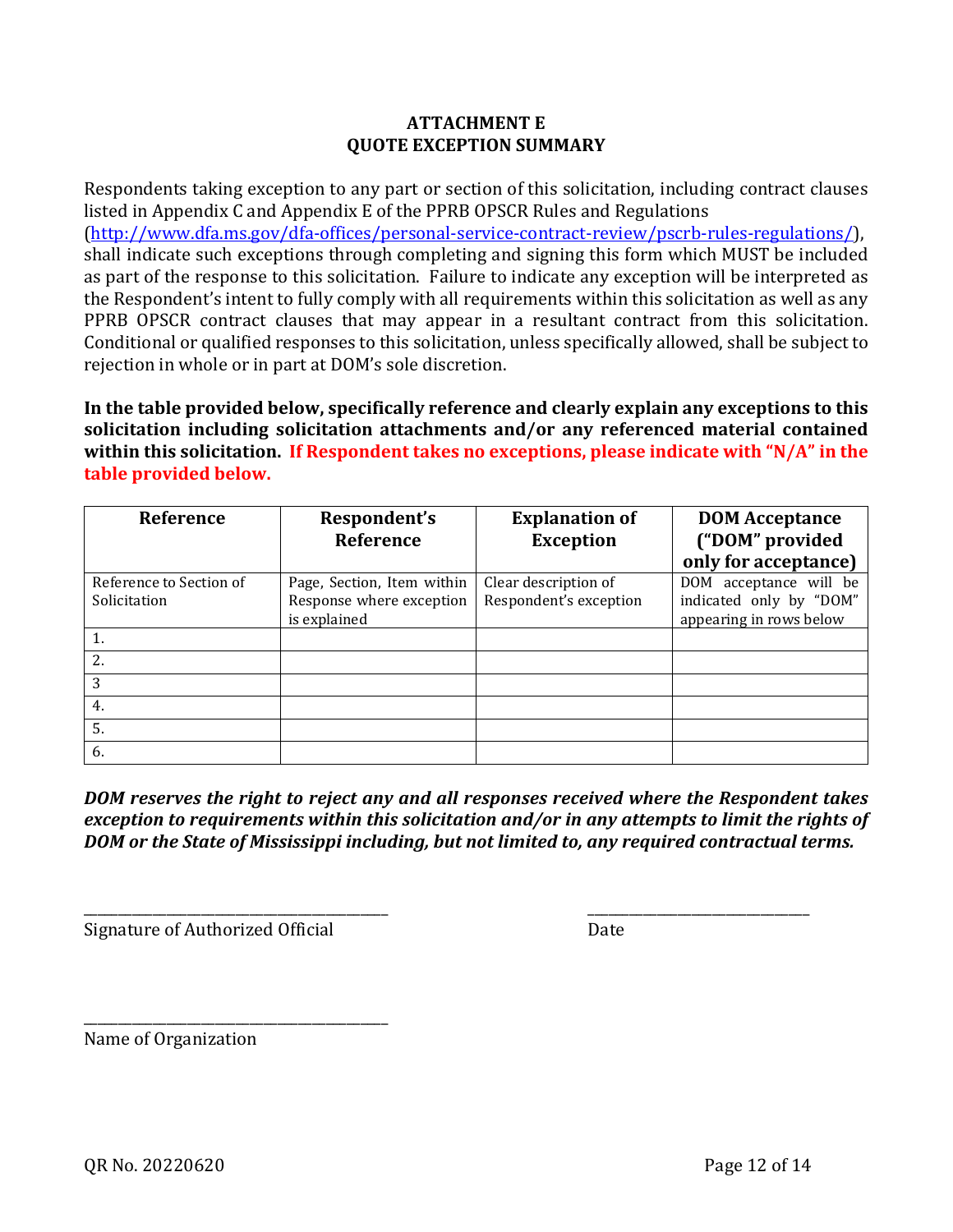**ATTACHMENT E**
**QUOTE EXCEPTION SUMMARY**

Respondents taking exception to any part or section of this solicitation, including contract clauses listed in Appendix C and Appendix E of the PPRB OPSCR Rules and Regulations (http://www.dfa.ms.gov/dfa-offices/personal-service-contract-review/pscrb-rules-regulations/), shall indicate such exceptions through completing and signing this form which MUST be included as part of the response to this solicitation. Failure to indicate any exception will be interpreted as the Respondent's intent to fully comply with all requirements within this solicitation as well as any PPRB OPSCR contract clauses that may appear in a resultant contract from this solicitation. Conditional or qualified responses to this solicitation, unless specifically allowed, shall be subject to rejection in whole or in part at DOM's sole discretion.

**In the table provided below, specifically reference and clearly explain any exceptions to this solicitation including solicitation attachments and/or any referenced material contained within this solicitation. If Respondent takes no exceptions, please indicate with "N/A" in the table provided below.**

| Reference | Respondent's Reference | Explanation of Exception | DOM Acceptance ("DOM" provided only for acceptance) |
|---|---|---|---|
| Reference to Section of Solicitation | Page, Section, Item within Response where exception is explained | Clear description of Respondent's exception | DOM acceptance will be indicated only by "DOM" appearing in rows below |
| 1. | | | |
| 2. | | | |
| 3 | | | |
| 4. | | | |
| 5. | | | |
| 6. | | | |

***DOM reserves the right to reject any and all responses received where the Respondent takes exception to requirements within this solicitation and/or in any attempts to limit the rights of DOM or the State of Mississippi including, but not limited to, any required contractual terms.***

_______________________________________ Signature of Authorized Official

_____________________________ Date

_______________________________________ Name of Organization

QR No. 20220620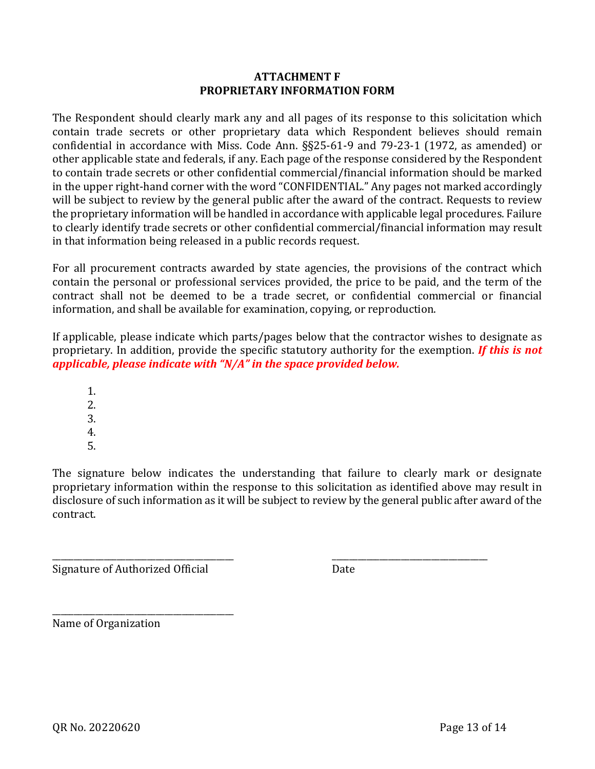## ATTACHMENT F
## PROPRIETARY INFORMATION FORM

The Respondent should clearly mark any and all pages of its response to this solicitation which contain trade secrets or other proprietary data which Respondent believes should remain confidential in accordance with Miss. Code Ann. §§25-61-9 and 79-23-1 (1972, as amended) or other applicable state and federals, if any. Each page of the response considered by the Respondent to contain trade secrets or other confidential commercial/financial information should be marked in the upper right-hand corner with the word "CONFIDENTIAL." Any pages not marked accordingly will be subject to review by the general public after the award of the contract. Requests to review the proprietary information will be handled in accordance with applicable legal procedures. Failure to clearly identify trade secrets or other confidential commercial/financial information may result in that information being released in a public records request.

For all procurement contracts awarded by state agencies, the provisions of the contract which contain the personal or professional services provided, the price to be paid, and the term of the contract shall not be deemed to be a trade secret, or confidential commercial or financial information, and shall be available for examination, copying, or reproduction.

If applicable, please indicate which parts/pages below that the contractor wishes to designate as proprietary. In addition, provide the specific statutory authority for the exemption. ***If this is not applicable, please indicate with "N/A" in the space provided below.***

1.
2.
3.
4.
5.

The signature below indicates the understanding that failure to clearly mark or designate proprietary information within the response to this solicitation as identified above may result in disclosure of such information as it will be subject to review by the general public after award of the contract.

\_\_\_\_\_\_\_\_\_\_\_\_\_\_\_\_\_\_\_\_\_\_\_\_\_\_\_\_\_\_\_\_\_\_\_\_\_\_\_\_
Signature of Authorized Official

\_\_\_\_\_\_\_\_\_\_\_\_\_\_\_\_\_\_\_\_\_\_\_\_\_\_\_\_\_\_\_\_\_\_\_\_
Date

\_\_\_\_\_\_\_\_\_\_\_\_\_\_\_\_\_\_\_\_\_\_\_\_\_\_\_\_\_\_\_\_\_\_\_\_\_\_\_\_
Name of Organization

QR No. 20220620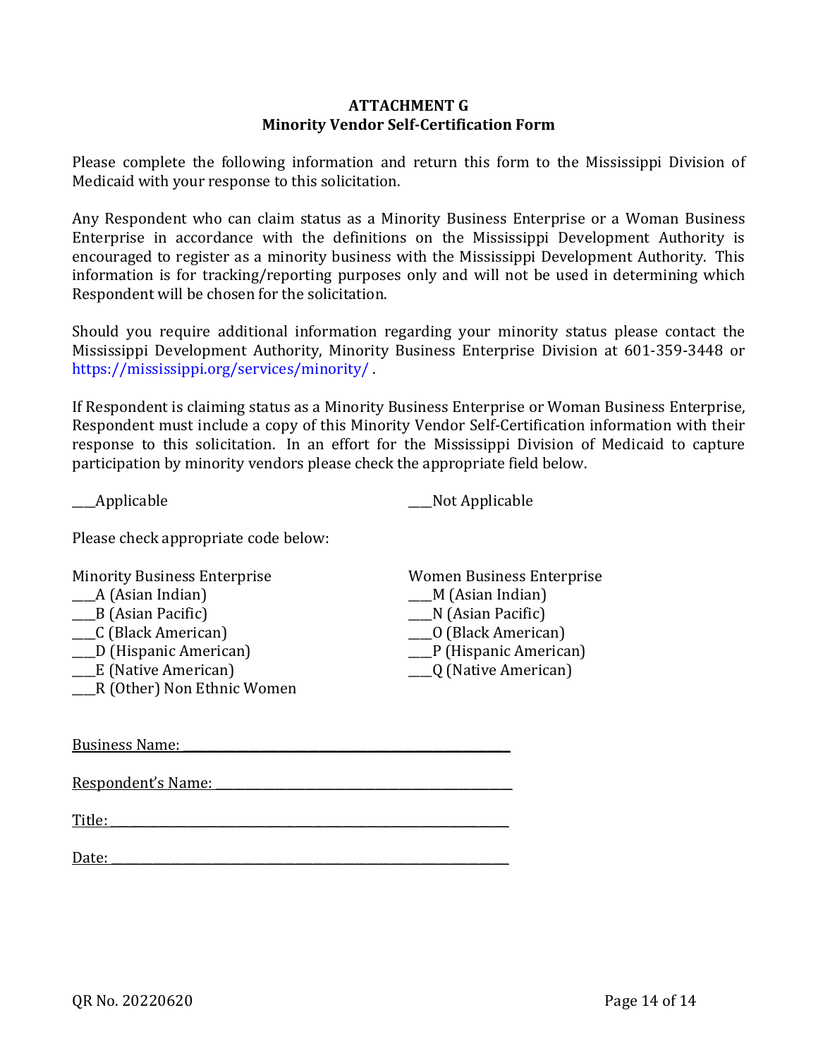**ATTACHMENT G**
**Minority Vendor Self-Certification Form**

Please complete the following information and return this form to the Mississippi Division of Medicaid with your response to this solicitation.

Any Respondent who can claim status as a Minority Business Enterprise or a Woman Business Enterprise in accordance with the definitions on the Mississippi Development Authority is encouraged to register as a minority business with the Mississippi Development Authority. This information is for tracking/reporting purposes only and will not be used in determining which Respondent will be chosen for the solicitation.

Should you require additional information regarding your minority status please contact the Mississippi Development Authority, Minority Business Enterprise Division at 601-359-3448 or https://mississippi.org/services/minority/ .

If Respondent is claiming status as a Minority Business Enterprise or Woman Business Enterprise, Respondent must include a copy of this Minority Vendor Self-Certification information with their response to this solicitation. In an effort for the Mississippi Division of Medicaid to capture participation by minority vendors please check the appropriate field below.

___Applicable

___Not Applicable

Please check appropriate code below:

Minority Business Enterprise

___A (Asian Indian)
___B (Asian Pacific)
___C (Black American)
___D (Hispanic American)
___E (Native American)
___R (Other) Non Ethnic Women

Women Business Enterprise

___M (Asian Indian)
___N (Asian Pacific)
___O (Black American)
___P (Hispanic American)
___Q (Native American)

Business Name: ________________________________________________

Respondent's Name: ____________________________________________

Title: ________________________________________________________

Date: ________________________________________________________